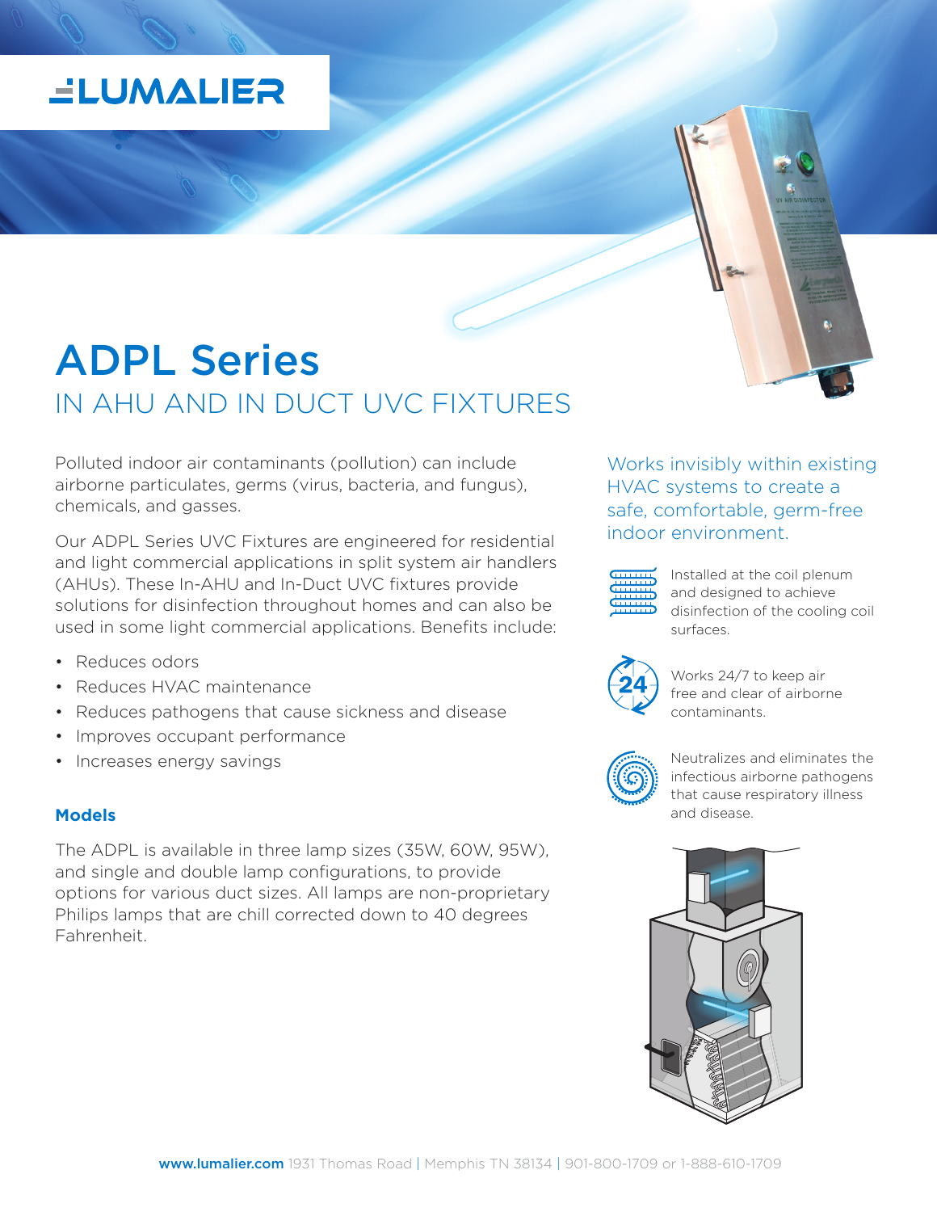LUMALIER

# ADPL Series

## IN AHU AND IN DUCT UVC FIXTURES

Polluted indoor air contaminants (pollution) can include airborne particulates, germs (virus, bacteria, and fungus), chemicals, and gasses.

Our ADPL Series UVC Fixtures are engineered for residential and light commercial applications in split system air handlers (AHUs). These In-AHU and In-Duct UVC fixtures provide solutions for disinfection throughout homes and can also be used in some light commercial applications. Benefits include:

- Reduces odors
- Reduces HVAC maintenance
- Reduces pathogens that cause sickness and disease
- Improves occupant performance
- Increases energy savings

### Models

The ADPL is available in three lamp sizes (35W, 60W, 95W), and single and double lamp configurations, to provide options for various duct sizes. All lamps are non-proprietary Philips lamps that are chill corrected down to 40 degrees Fahrenheit.

Works invisibly within existing HVAC systems to create a safe, comfortable, germ-free indoor environment.

Installed at the coil plenum and designed to achieve disinfection of the cooling coil surfaces.

Works 24/7 to keep air free and clear of airborne contaminants.

Neutralizes and eliminates the infectious airborne pathogens that cause respiratory illness and disease.

**www.lumalier.com** 1931 Thomas Road | Memphis TN 38134 | 901-800-1709 or 1-888-610-1709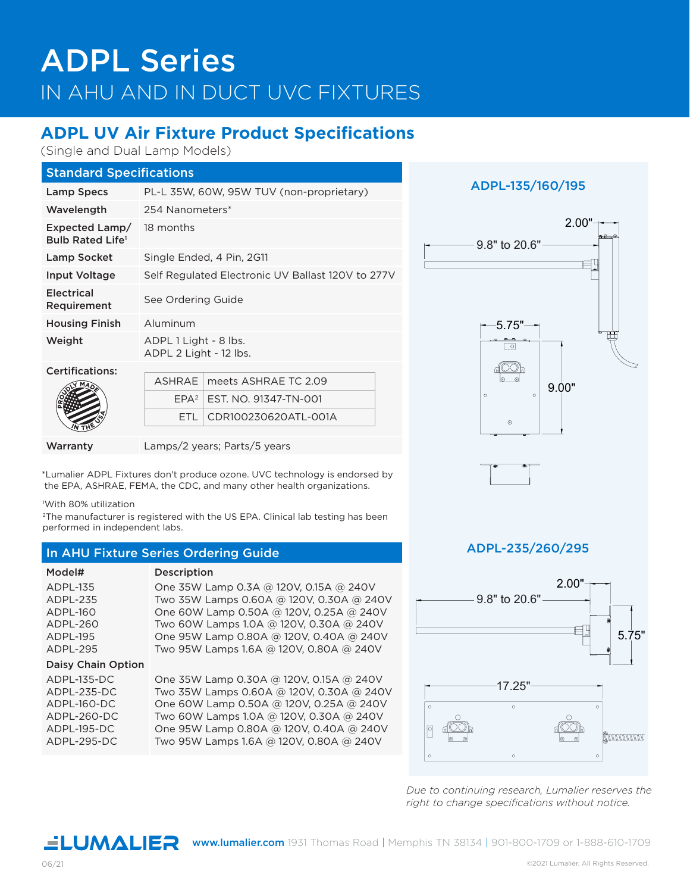# ADPL Series

IN AHU AND IN DUCT UVC FIXTURES

## ADPL UV Air Fixture Product Specifications

(Single and Dual Lamp Models)

### Standard Specifications

| | |
|---|---|
| **Lamp Specs** | PL-L 35W, 60W, 95W TUV (non-proprietary) |
| **Wavelength** | 254 Nanometers* |
| **Expected Lamp/ Bulb Rated Life**[1] | 18 months |
| **Lamp Socket** | Single Ended, 4 Pin, 2G11 |
| **Input Voltage** | Self Regulated Electronic UV Ballast 120V to 277V |
| **Electrical Requirement** | See Ordering Guide |
| **Housing Finish** | Aluminum |
| **Weight** | ADPL 1 Light - 8 lbs.<br>ADPL 2 Light - 12 lbs. |
| **Certifications:** | ASHRAE: meets ASHRAE TC 2.09<br>EPA[2]: EST. NO. 91347-TN-001<br>ETL: CDR100230620ATL-001A |
| **Warranty** | Lamps/2 years; Parts/5 years |

PROUDLY MADE IN THE USA

*Lumalier ADPL Fixtures don't produce ozone. UVC technology is endorsed by the EPA, ASHRAE, FEMA, the CDC, and many other health organizations.

[1]With 80% utilization

[2]The manufacturer is registered with the US EPA. Clinical lab testing has been performed in independent labs.

### In AHU Fixture Series Ordering Guide

| Model# | Description |
|---|---|
| ADPL-135 | One 35W Lamp 0.3A @ 120V, 0.15A @ 240V |
| ADPL-235 | Two 35W Lamps 0.60A @ 120V, 0.30A @ 240V |
| ADPL-160 | One 60W Lamp 0.50A @ 120V, 0.25A @ 240V |
| ADPL-260 | Two 60W Lamps 1.0A @ 120V, 0.30A @ 240V |
| ADPL-195 | One 95W Lamp 0.80A @ 120V, 0.40A @ 240V |
| ADPL-295 | Two 95W Lamps 1.6A @ 120V, 0.80A @ 240V |
| **Daisy Chain Option** | |
| ADPL-135-DC | One 35W Lamp 0.30A @ 120V, 0.15A @ 240V |
| ADPL-235-DC | Two 35W Lamps 0.60A @ 120V, 0.30A @ 240V |
| ADPL-160-DC | One 60W Lamp 0.50A @ 120V, 0.25A @ 240V |
| ADPL-260-DC | Two 60W Lamps 1.0A @ 120V, 0.30A @ 240V |
| ADPL-195-DC | One 95W Lamp 0.80A @ 120V, 0.40A @ 240V |
| ADPL-295-DC | Two 95W Lamps 1.6A @ 120V, 0.80A @ 240V |

### ADPL-135/160/195

2.00"
9.8" to 20.6"
5.75"
9.00"

### ADPL-235/260/295

2.00"
9.8" to 20.6"
5.75"
17.25"

*Due to continuing research, Lumalier reserves the right to change specifications without notice.*

LUMALIER www.lumalier.com 1931 Thomas Road | Memphis TN 38134 | 901-800-1709 or 1-888-610-1709

06/21

©2021 Lumalier. All Rights Reserved.